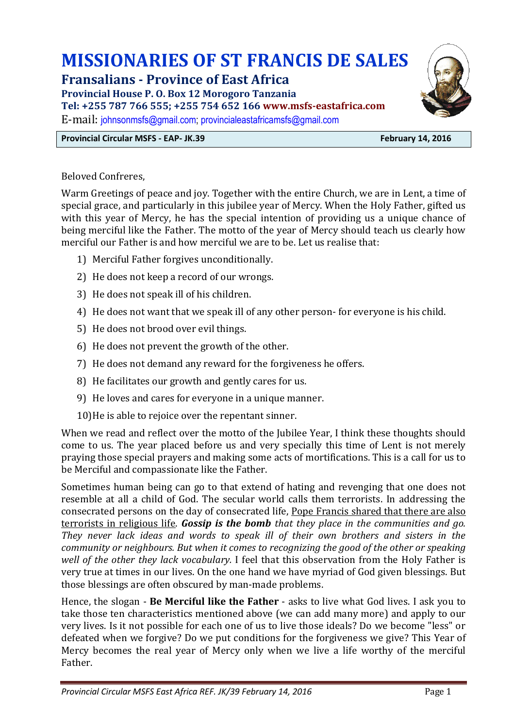# MISSIONARIES OF ST FRANCIS DE SALES

## Fransalians - Province of East Africa

**Provincial House P. O. Box 12 Morogoro Tanzania**
**Tel: +255 787 766 555; +255 754 652 166 www.msfs-eastafrica.com**
E-mail: johnsonmsfs@gmail.com; provincialeastafricamsfs@gmail.com

**Provincial Circular MSFS - EAP- JK.39** **February 14, 2016**

Beloved Confreres,

Warm Greetings of peace and joy. Together with the entire Church, we are in Lent, a time of special grace, and particularly in this jubilee year of Mercy. When the Holy Father, gifted us with this year of Mercy, he has the special intention of providing us a unique chance of being merciful like the Father. The motto of the year of Mercy should teach us clearly how merciful our Father is and how merciful we are to be. Let us realise that:

1) Merciful Father forgives unconditionally.
2) He does not keep a record of our wrongs.
3) He does not speak ill of his children.
4) He does not want that we speak ill of any other person- for everyone is his child.
5) He does not brood over evil things.
6) He does not prevent the growth of the other.
7) He does not demand any reward for the forgiveness he offers.
8) He facilitates our growth and gently cares for us.
9) He loves and cares for everyone in a unique manner.
10) He is able to rejoice over the repentant sinner.

When we read and reflect over the motto of the Jubilee Year, I think these thoughts should come to us. The year placed before us and very specially this time of Lent is not merely praying those special prayers and making some acts of mortifications. This is a call for us to be Merciful and compassionate like the Father.

Sometimes human being can go to that extend of hating and revenging that one does not resemble at all a child of God. The secular world calls them terrorists. In addressing the consecrated persons on the day of consecrated life, Pope Francis shared that there are also terrorists in religious life. ***Gossip is the bomb** that they place in the communities and go. They never lack ideas and words to speak ill of their own brothers and sisters in the community or neighbours. But when it comes to recognizing the good of the other or speaking well of the other they lack vocabulary.* I feel that this observation from the Holy Father is very true at times in our lives. On the one hand we have myriad of God given blessings. But those blessings are often obscured by man-made problems.

Hence, the slogan - **Be Merciful like the Father** - asks to live what God lives. I ask you to take those ten characteristics mentioned above (we can add many more) and apply to our very lives. Is it not possible for each one of us to live those ideals? Do we become "less" or defeated when we forgive? Do we put conditions for the forgiveness we give? This Year of Mercy becomes the real year of Mercy only when we live a life worthy of the merciful Father.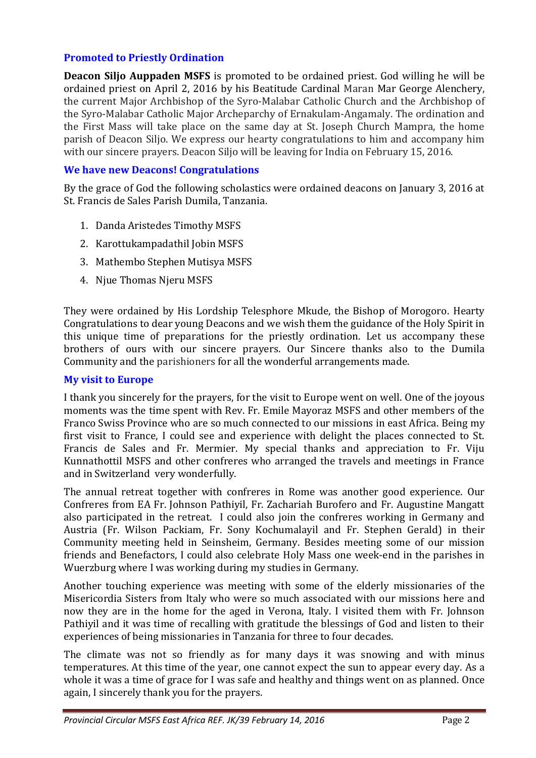### Promoted to Priestly Ordination

**Deacon Siljo Auppaden MSFS** is promoted to be ordained priest. God willing he will be ordained priest on April 2, 2016 by his Beatitude Cardinal Maran Mar George Alenchery, the current Major Archbishop of the Syro-Malabar Catholic Church and the Archbishop of the Syro-Malabar Catholic Major Archeparchy of Ernakulam-Angamaly. The ordination and the First Mass will take place on the same day at St. Joseph Church Mampra, the home parish of Deacon Siljo. We express our hearty congratulations to him and accompany him with our sincere prayers. Deacon Siljo will be leaving for India on February 15, 2016.

### We have new Deacons! Congratulations

By the grace of God the following scholastics were ordained deacons on January 3, 2016 at St. Francis de Sales Parish Dumila, Tanzania.

1. Danda Aristedes Timothy MSFS
2. Karottukampadathil Jobin MSFS
3. Mathembo Stephen Mutisya MSFS
4. Njue Thomas Njeru MSFS

They were ordained by His Lordship Telesphore Mkude, the Bishop of Morogoro. Hearty Congratulations to dear young Deacons and we wish them the guidance of the Holy Spirit in this unique time of preparations for the priestly ordination. Let us accompany these brothers of ours with our sincere prayers. Our Sincere thanks also to the Dumila Community and the parishioners for all the wonderful arrangements made.

### My visit to Europe

I thank you sincerely for the prayers, for the visit to Europe went on well. One of the joyous moments was the time spent with Rev. Fr. Emile Mayoraz MSFS and other members of the Franco Swiss Province who are so much connected to our missions in east Africa. Being my first visit to France, I could see and experience with delight the places connected to St. Francis de Sales and Fr. Mermier. My special thanks and appreciation to Fr. Viju Kunnathottil MSFS and other confreres who arranged the travels and meetings in France and in Switzerland very wonderfully.

The annual retreat together with confreres in Rome was another good experience. Our Confreres from EA Fr. Johnson Pathiyil, Fr. Zachariah Burofero and Fr. Augustine Mangatt also participated in the retreat. I could also join the confreres working in Germany and Austria (Fr. Wilson Packiam, Fr. Sony Kochumalayil and Fr. Stephen Gerald) in their Community meeting held in Seinsheim, Germany. Besides meeting some of our mission friends and Benefactors, I could also celebrate Holy Mass one week-end in the parishes in Wuerzburg where I was working during my studies in Germany.

Another touching experience was meeting with some of the elderly missionaries of the Misericordia Sisters from Italy who were so much associated with our missions here and now they are in the home for the aged in Verona, Italy. I visited them with Fr. Johnson Pathiyil and it was time of recalling with gratitude the blessings of God and listen to their experiences of being missionaries in Tanzania for three to four decades.

The climate was not so friendly as for many days it was snowing and with minus temperatures. At this time of the year, one cannot expect the sun to appear every day. As a whole it was a time of grace for I was safe and healthy and things went on as planned. Once again, I sincerely thank you for the prayers.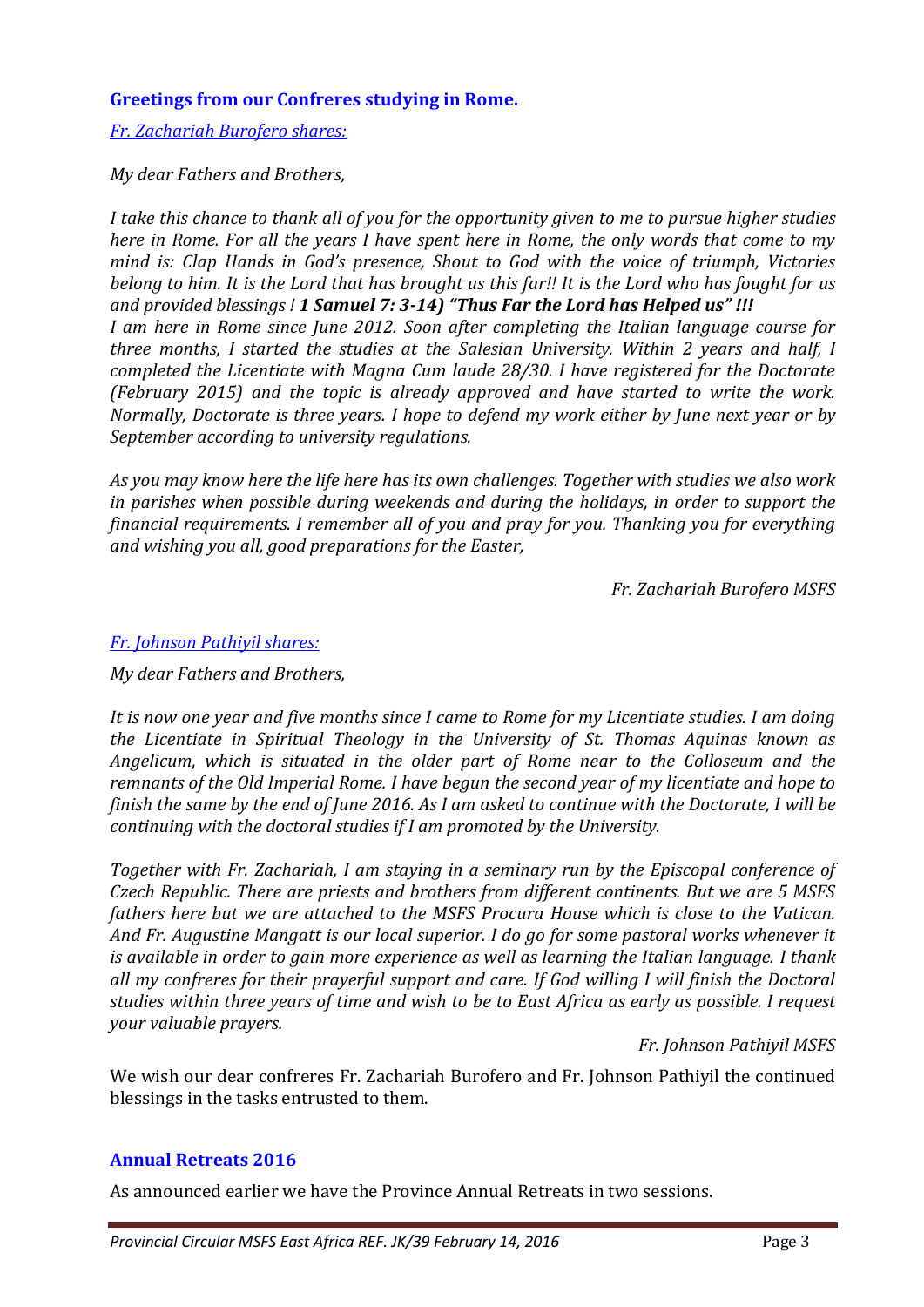## Greetings from our Confreres studying in Rome.

*Fr. Zachariah Burofero shares:*

*My dear Fathers and Brothers,*

*I take this chance to thank all of you for the opportunity given to me to pursue higher studies here in Rome. For all the years I have spent here in Rome, the only words that come to my mind is: Clap Hands in God's presence, Shout to God with the voice of triumph, Victories belong to him. It is the Lord that has brought us this far!! It is the Lord who has fought for us and provided blessings !* ***1 Samuel 7: 3-14) "Thus Far the Lord has Helped us" !!!***
*I am here in Rome since June 2012. Soon after completing the Italian language course for three months, I started the studies at the Salesian University. Within 2 years and half, I completed the Licentiate with Magna Cum laude 28/30. I have registered for the Doctorate (February 2015) and the topic is already approved and have started to write the work. Normally, Doctorate is three years. I hope to defend my work either by June next year or by September according to university regulations.*

*As you may know here the life here has its own challenges. Together with studies we also work in parishes when possible during weekends and during the holidays, in order to support the financial requirements. I remember all of you and pray for you. Thanking you for everything and wishing you all, good preparations for the Easter,*

*Fr. Zachariah Burofero MSFS*

*Fr. Johnson Pathiyil shares:*

*My dear Fathers and Brothers,*

*It is now one year and five months since I came to Rome for my Licentiate studies. I am doing the Licentiate in Spiritual Theology in the University of St. Thomas Aquinas known as Angelicum, which is situated in the older part of Rome near to the Colloseum and the remnants of the Old Imperial Rome. I have begun the second year of my licentiate and hope to finish the same by the end of June 2016. As I am asked to continue with the Doctorate, I will be continuing with the doctoral studies if I am promoted by the University.*

*Together with Fr. Zachariah, I am staying in a seminary run by the Episcopal conference of Czech Republic. There are priests and brothers from different continents. But we are 5 MSFS fathers here but we are attached to the MSFS Procura House which is close to the Vatican. And Fr. Augustine Mangatt is our local superior. I do go for some pastoral works whenever it is available in order to gain more experience as well as learning the Italian language. I thank all my confreres for their prayerful support and care. If God willing I will finish the Doctoral studies within three years of time and wish to be to East Africa as early as possible. I request your valuable prayers.*

*Fr. Johnson Pathiyil MSFS*

We wish our dear confreres Fr. Zachariah Burofero and Fr. Johnson Pathiyil the continued blessings in the tasks entrusted to them.

## Annual Retreats 2016

As announced earlier we have the Province Annual Retreats in two sessions.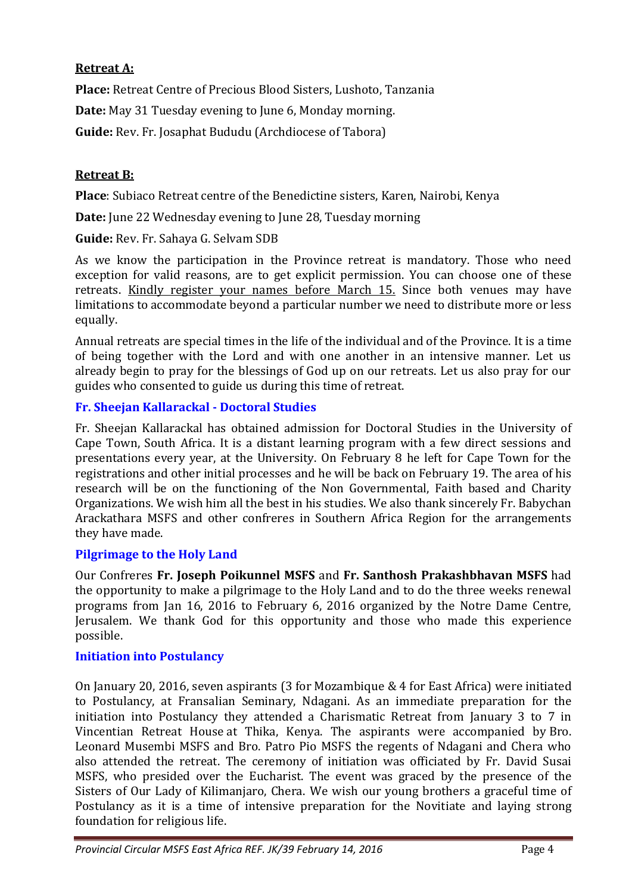**Retreat A:**

**Place:** Retreat Centre of Precious Blood Sisters, Lushoto, Tanzania

**Date:** May 31 Tuesday evening to June 6, Monday morning.

**Guide:** Rev. Fr. Josaphat Bududu (Archdiocese of Tabora)

**Retreat B:**

**Place**: Subiaco Retreat centre of the Benedictine sisters, Karen, Nairobi, Kenya

**Date:** June 22 Wednesday evening to June 28, Tuesday morning

**Guide:** Rev. Fr. Sahaya G. Selvam SDB

As we know the participation in the Province retreat is mandatory. Those who need exception for valid reasons, are to get explicit permission. You can choose one of these retreats. Kindly register your names before March 15. Since both venues may have limitations to accommodate beyond a particular number we need to distribute more or less equally.

Annual retreats are special times in the life of the individual and of the Province. It is a time of being together with the Lord and with one another in an intensive manner. Let us already begin to pray for the blessings of God up on our retreats. Let us also pray for our guides who consented to guide us during this time of retreat.

### Fr. Sheejan Kallarackal - Doctoral Studies

Fr. Sheejan Kallarackal has obtained admission for Doctoral Studies in the University of Cape Town, South Africa. It is a distant learning program with a few direct sessions and presentations every year, at the University. On February 8 he left for Cape Town for the registrations and other initial processes and he will be back on February 19. The area of his research will be on the functioning of the Non Governmental, Faith based and Charity Organizations. We wish him all the best in his studies. We also thank sincerely Fr. Babychan Arackathara MSFS and other confreres in Southern Africa Region for the arrangements they have made.

### Pilgrimage to the Holy Land

Our Confreres **Fr. Joseph Poikunnel MSFS** and **Fr. Santhosh Prakashbhavan MSFS** had the opportunity to make a pilgrimage to the Holy Land and to do the three weeks renewal programs from Jan 16, 2016 to February 6, 2016 organized by the Notre Dame Centre, Jerusalem. We thank God for this opportunity and those who made this experience possible.

### Initiation into Postulancy

On January 20, 2016, seven aspirants (3 for Mozambique & 4 for East Africa) were initiated to Postulancy, at Fransalian Seminary, Ndagani. As an immediate preparation for the initiation into Postulancy they attended a Charismatic Retreat from January 3 to 7 in Vincentian Retreat House at Thika, Kenya. The aspirants were accompanied by Bro. Leonard Musembi MSFS and Bro. Patro Pio MSFS the regents of Ndagani and Chera who also attended the retreat. The ceremony of initiation was officiated by Fr. David Susai MSFS, who presided over the Eucharist. The event was graced by the presence of the Sisters of Our Lady of Kilimanjaro, Chera. We wish our young brothers a graceful time of Postulancy as it is a time of intensive preparation for the Novitiate and laying strong foundation for religious life.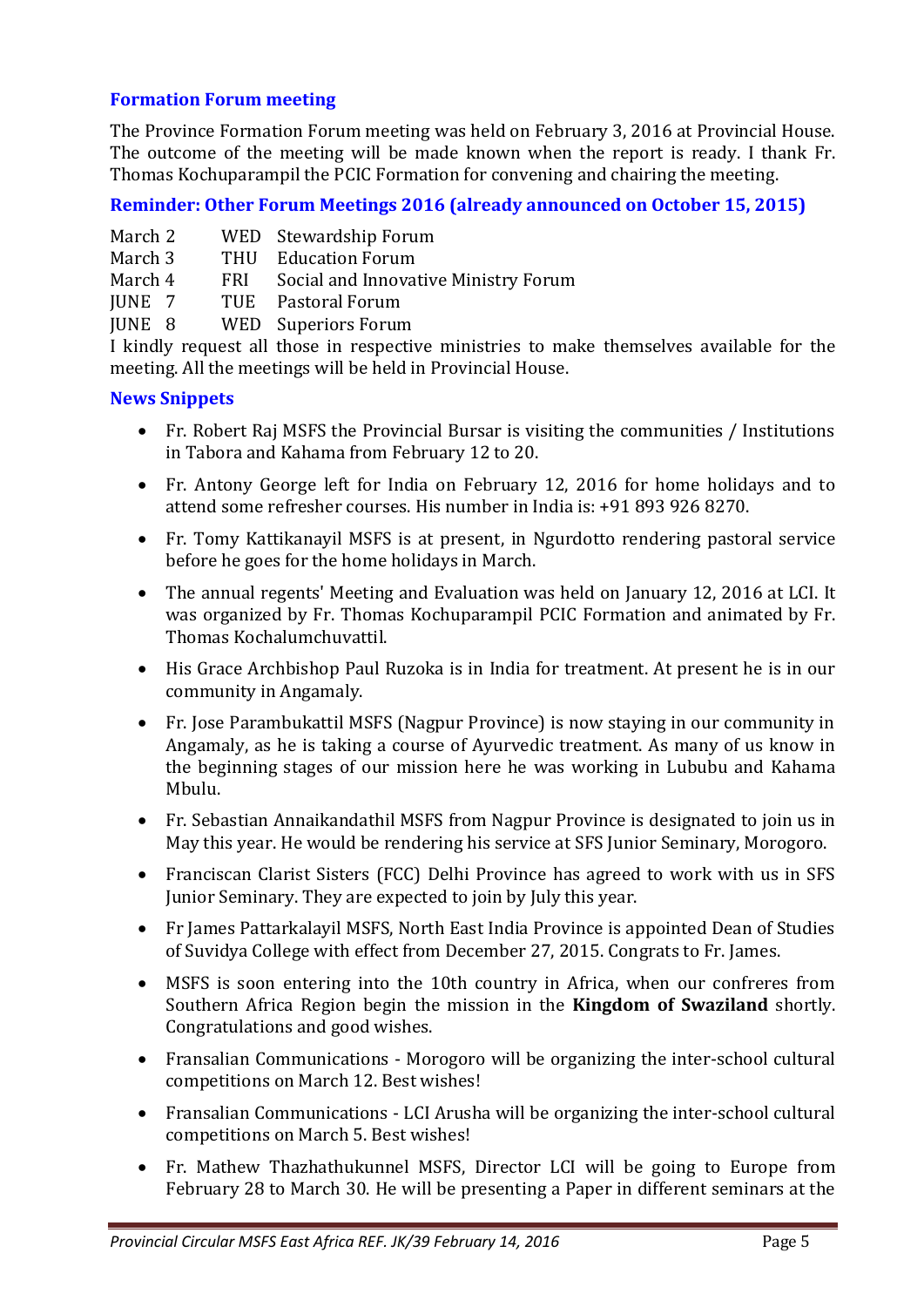### Formation Forum meeting

The Province Formation Forum meeting was held on February 3, 2016 at Provincial House. The outcome of the meeting will be made known when the report is ready. I thank Fr. Thomas Kochuparampil the PCIC Formation for convening and chairing the meeting.

### Reminder: Other Forum Meetings 2016 (already announced on October 15, 2015)

| | | |
|---|---|---|
| March 2 | WED | Stewardship Forum |
| March 3 | THU | Education Forum |
| March 4 | FRI | Social and Innovative Ministry Forum |
| JUNE 7 | TUE | Pastoral Forum |
| JUNE 8 | WED | Superiors Forum |

I kindly request all those in respective ministries to make themselves available for the meeting. All the meetings will be held in Provincial House.

### News Snippets

- Fr. Robert Raj MSFS the Provincial Bursar is visiting the communities / Institutions in Tabora and Kahama from February 12 to 20.
- Fr. Antony George left for India on February 12, 2016 for home holidays and to attend some refresher courses. His number in India is: +91 893 926 8270.
- Fr. Tomy Kattikanayil MSFS is at present, in Ngurdotto rendering pastoral service before he goes for the home holidays in March.
- The annual regents' Meeting and Evaluation was held on January 12, 2016 at LCI. It was organized by Fr. Thomas Kochuparampil PCIC Formation and animated by Fr. Thomas Kochalumchuvattil.
- His Grace Archbishop Paul Ruzoka is in India for treatment. At present he is in our community in Angamaly.
- Fr. Jose Parambukattil MSFS (Nagpur Province) is now staying in our community in Angamaly, as he is taking a course of Ayurvedic treatment. As many of us know in the beginning stages of our mission here he was working in Lububu and Kahama Mbulu.
- Fr. Sebastian Annaikandathil MSFS from Nagpur Province is designated to join us in May this year. He would be rendering his service at SFS Junior Seminary, Morogoro.
- Franciscan Clarist Sisters (FCC) Delhi Province has agreed to work with us in SFS Junior Seminary. They are expected to join by July this year.
- Fr James Pattarkalayil MSFS, North East India Province is appointed Dean of Studies of Suvidya College with effect from December 27, 2015. Congrats to Fr. James.
- MSFS is soon entering into the 10th country in Africa, when our confreres from Southern Africa Region begin the mission in the **Kingdom of Swaziland** shortly. Congratulations and good wishes.
- Fransalian Communications - Morogoro will be organizing the inter-school cultural competitions on March 12. Best wishes!
- Fransalian Communications - LCI Arusha will be organizing the inter-school cultural competitions on March 5. Best wishes!
- Fr. Mathew Thazhathukunnel MSFS, Director LCI will be going to Europe from February 28 to March 30. He will be presenting a Paper in different seminars at the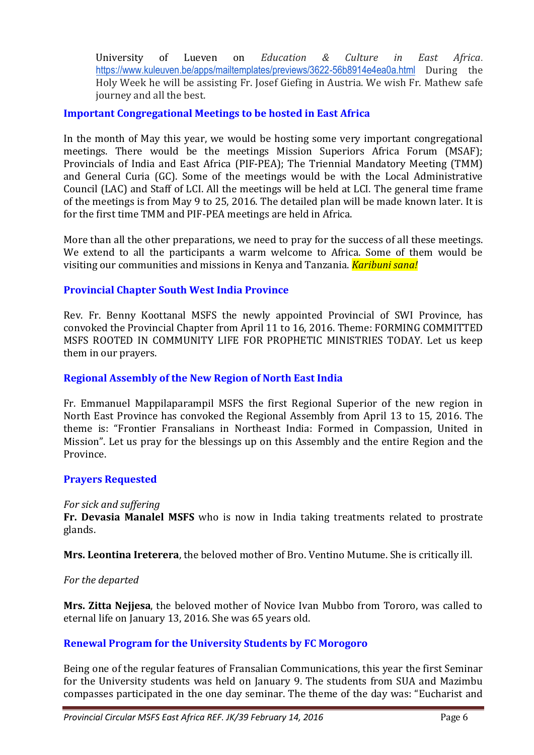University of Lueven on *Education & Culture in East Africa*. https://www.kuleuven.be/apps/mailtemplates/previews/3622-56b8914e4ea0a.html During the Holy Week he will be assisting Fr. Josef Giefing in Austria. We wish Fr. Mathew safe journey and all the best.

## Important Congregational Meetings to be hosted in East Africa

In the month of May this year, we would be hosting some very important congregational meetings. There would be the meetings Mission Superiors Africa Forum (MSAF); Provincials of India and East Africa (PIF-PEA); The Triennial Mandatory Meeting (TMM) and General Curia (GC). Some of the meetings would be with the Local Administrative Council (LAC) and Staff of LCI. All the meetings will be held at LCI. The general time frame of the meetings is from May 9 to 25, 2016. The detailed plan will be made known later. It is for the first time TMM and PIF-PEA meetings are held in Africa.

More than all the other preparations, we need to pray for the success of all these meetings. We extend to all the participants a warm welcome to Africa. Some of them would be visiting our communities and missions in Kenya and Tanzania. *Karibuni sana!*

## Provincial Chapter South West India Province

Rev. Fr. Benny Koottanal MSFS the newly appointed Provincial of SWI Province, has convoked the Provincial Chapter from April 11 to 16, 2016. Theme: FORMING COMMITTED MSFS ROOTED IN COMMUNITY LIFE FOR PROPHETIC MINISTRIES TODAY. Let us keep them in our prayers.

## Regional Assembly of the New Region of North East India

Fr. Emmanuel Mappilaparampil MSFS the first Regional Superior of the new region in North East Province has convoked the Regional Assembly from April 13 to 15, 2016. The theme is: "Frontier Fransalians in Northeast India: Formed in Compassion, United in Mission". Let us pray for the blessings up on this Assembly and the entire Region and the Province.

## Prayers Requested

*For sick and suffering*

**Fr. Devasia Manalel MSFS** who is now in India taking treatments related to prostrate glands.

**Mrs. Leontina Ireterera**, the beloved mother of Bro. Ventino Mutume. She is critically ill.

*For the departed*

**Mrs. Zitta Nejjesa**, the beloved mother of Novice Ivan Mubbo from Tororo, was called to eternal life on January 13, 2016. She was 65 years old.

## Renewal Program for the University Students by FC Morogoro

Being one of the regular features of Fransalian Communications, this year the first Seminar for the University students was held on January 9. The students from SUA and Mazimbu compasses participated in the one day seminar. The theme of the day was: "Eucharist and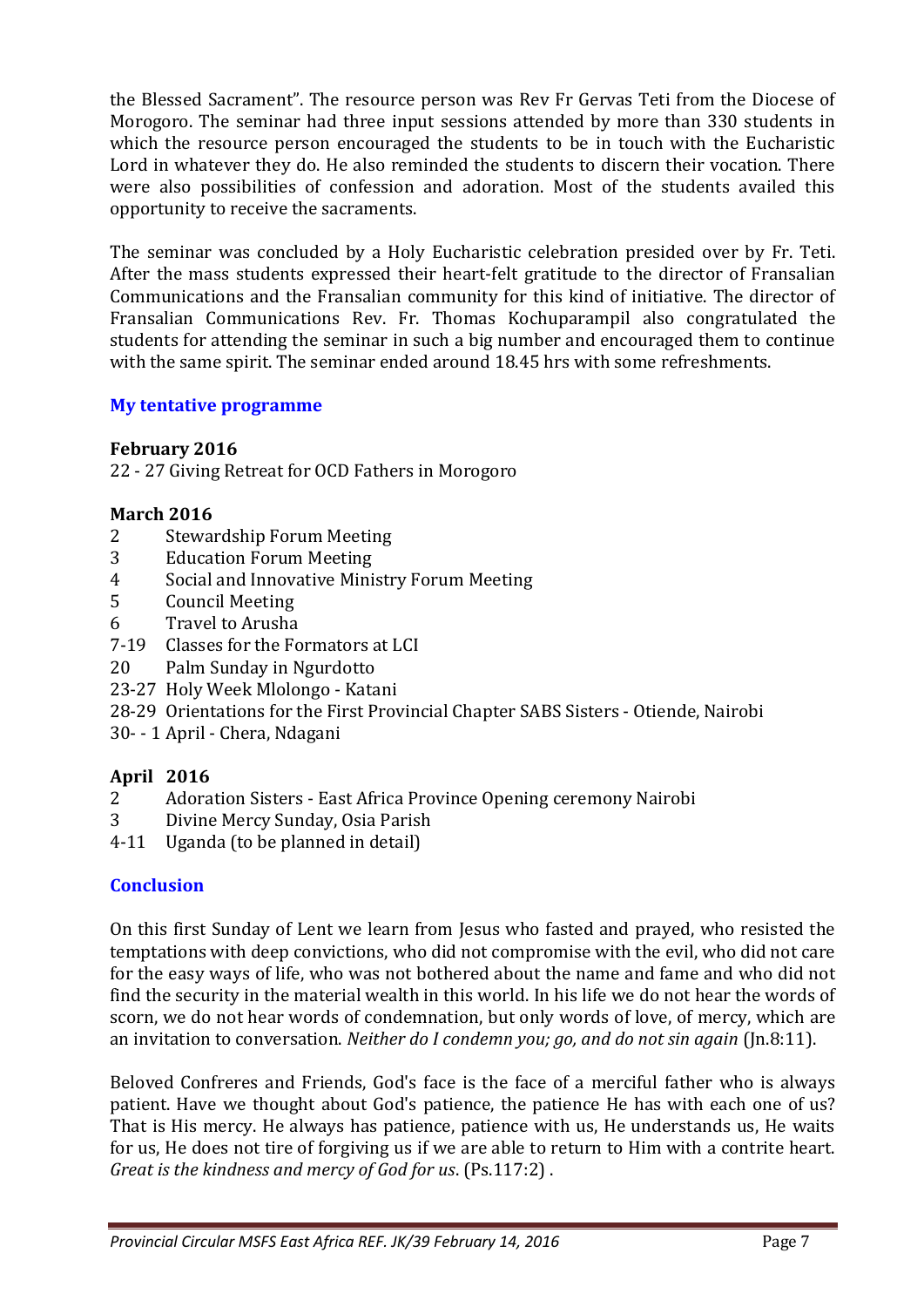the Blessed Sacrament". The resource person was Rev Fr Gervas Teti from the Diocese of Morogoro. The seminar had three input sessions attended by more than 330 students in which the resource person encouraged the students to be in touch with the Eucharistic Lord in whatever they do. He also reminded the students to discern their vocation. There were also possibilities of confession and adoration. Most of the students availed this opportunity to receive the sacraments.

The seminar was concluded by a Holy Eucharistic celebration presided over by Fr. Teti. After the mass students expressed their heart-felt gratitude to the director of Fransalian Communications and the Fransalian community for this kind of initiative. The director of Fransalian Communications Rev. Fr. Thomas Kochuparampil also congratulated the students for attending the seminar in such a big number and encouraged them to continue with the same spirit. The seminar ended around 18.45 hrs with some refreshments.

## My tentative programme

**February 2016**

22 - 27 Giving Retreat for OCD Fathers in Morogoro

**March 2016**

2 Stewardship Forum Meeting
3 Education Forum Meeting
4 Social and Innovative Ministry Forum Meeting
5 Council Meeting
6 Travel to Arusha
7-19 Classes for the Formators at LCI
20 Palm Sunday in Ngurdotto
23-27 Holy Week Mlolongo - Katani
28-29 Orientations for the First Provincial Chapter SABS Sisters - Otiende, Nairobi
30- - 1 April - Chera, Ndagani

**April 2016**

2 Adoration Sisters - East Africa Province Opening ceremony Nairobi
3 Divine Mercy Sunday, Osia Parish
4-11 Uganda (to be planned in detail)

## Conclusion

On this first Sunday of Lent we learn from Jesus who fasted and prayed, who resisted the temptations with deep convictions, who did not compromise with the evil, who did not care for the easy ways of life, who was not bothered about the name and fame and who did not find the security in the material wealth in this world. In his life we do not hear the words of scorn, we do not hear words of condemnation, but only words of love, of mercy, which are an invitation to conversation. *Neither do I condemn you; go, and do not sin again* (Jn.8:11).

Beloved Confreres and Friends, God's face is the face of a merciful father who is always patient. Have we thought about God's patience, the patience He has with each one of us? That is His mercy. He always has patience, patience with us, He understands us, He waits for us, He does not tire of forgiving us if we are able to return to Him with a contrite heart. *Great is the kindness and mercy of God for us*. (Ps.117:2) .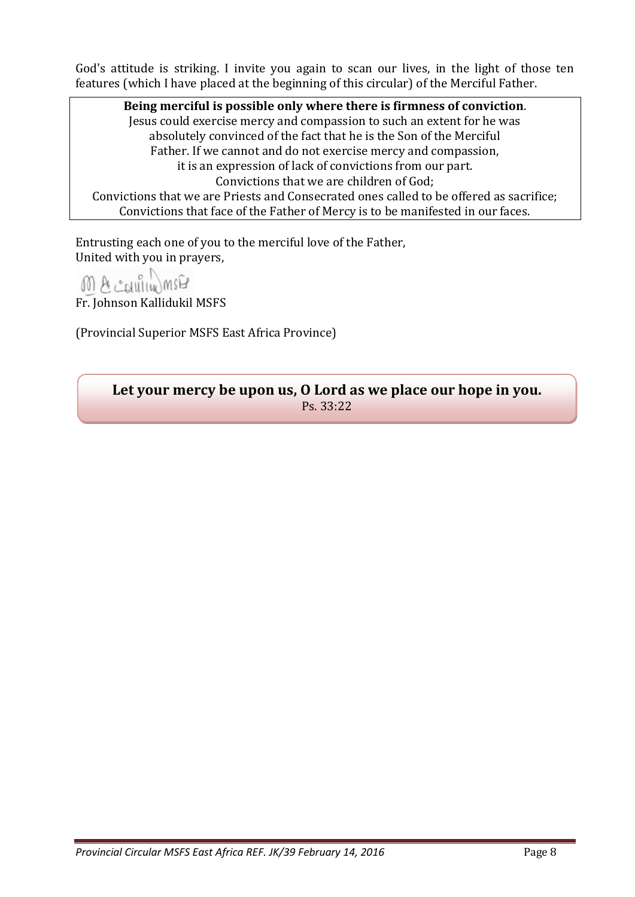God's attitude is striking. I invite you again to scan our lives, in the light of those ten features (which I have placed at the beginning of this circular) of the Merciful Father.

**Being merciful is possible only where there is firmness of conviction**.
Jesus could exercise mercy and compassion to such an extent for he was absolutely convinced of the fact that he is the Son of the Merciful Father. If we cannot and do not exercise mercy and compassion, it is an expression of lack of convictions from our part.
Convictions that we are children of God;
Convictions that we are Priests and Consecrated ones called to be offered as sacrifice;
Convictions that face of the Father of Mercy is to be manifested in our faces.

Entrusting each one of you to the merciful love of the Father,
United with you in prayers,

Fr. Johnson Kallidukil MSFS

(Provincial Superior MSFS East Africa Province)

**Let your mercy be upon us, O Lord as we place our hope in you.**
Ps. 33:22